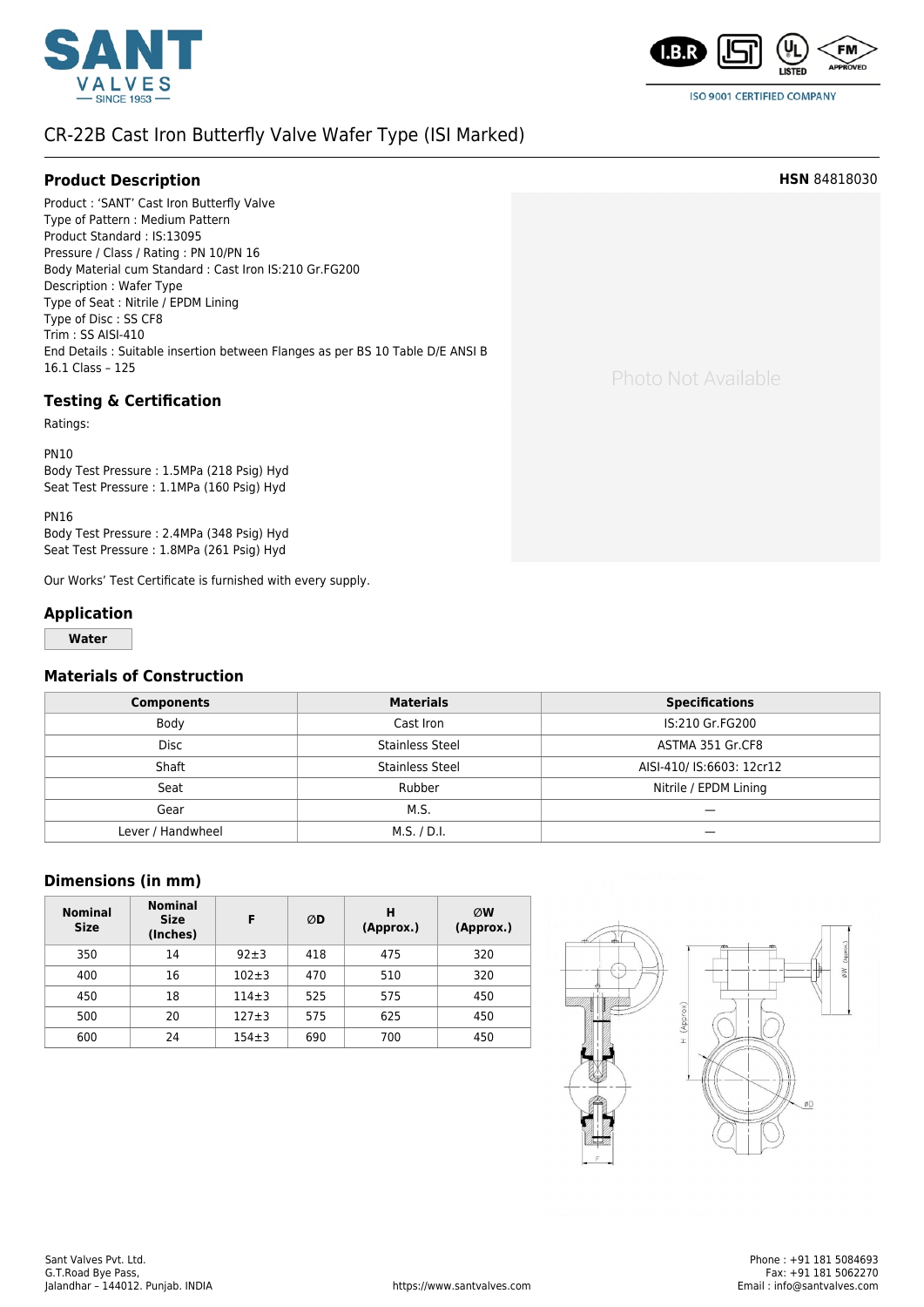# CR-22B Cast Iron Butterfly Valve Wafer Type (ISI Marked)

## Product Description

**HSN** 84818030

Product : 'SANT' Cast Iron Butterfly Valve
Type of Pattern : Medium Pattern
Product Standard : IS:13095
Pressure / Class / Rating : PN 10/PN 16
Body Material cum Standard : Cast Iron IS:210 Gr.FG200
Description : Wafer Type
Type of Seat : Nitrile / EPDM Lining
Type of Disc : SS CF8
Trim : SS AISI-410
End Details : Suitable insertion between Flanges as per BS 10 Table D/E ANSI B 16.1 Class – 125

Photo Not Available

## Testing & Certification

Ratings:

PN10
Body Test Pressure : 1.5MPa (218 Psig) Hyd
Seat Test Pressure : 1.1MPa (160 Psig) Hyd

PN16
Body Test Pressure : 2.4MPa (348 Psig) Hyd
Seat Test Pressure : 1.8MPa (261 Psig) Hyd

Our Works' Test Certificate is furnished with every supply.

## Application

**Water**

## Materials of Construction

| Components | Materials | Specifications |
|---|---|---|
| Body | Cast Iron | IS:210 Gr.FG200 |
| Disc | Stainless Steel | ASTMA 351 Gr.CF8 |
| Shaft | Stainless Steel | AISI-410/ IS:6603: 12cr12 |
| Seat | Rubber | Nitrile / EPDM Lining |
| Gear | M.S. | — |
| Lever / Handwheel | M.S. / D.I. | — |

## Dimensions (in mm)

| Nominal Size | Nominal Size (Inches) | F | ØD | H (Approx.) | ØW (Approx.) |
|---|---|---|---|---|---|
| 350 | 14 | 92±3 | 418 | 475 | 320 |
| 400 | 16 | 102±3 | 470 | 510 | 320 |
| 450 | 18 | 114±3 | 525 | 575 | 450 |
| 500 | 20 | 127±3 | 575 | 625 | 450 |
| 600 | 24 | 154±3 | 690 | 700 | 450 |

Sant Valves Pvt. Ltd.
G.T.Road Bye Pass,
Jalandhar – 144012. Punjab. INDIA

https://www.santvalves.com

Phone : +91 181 5084693
Fax: +91 181 5062270
Email : info@santvalves.com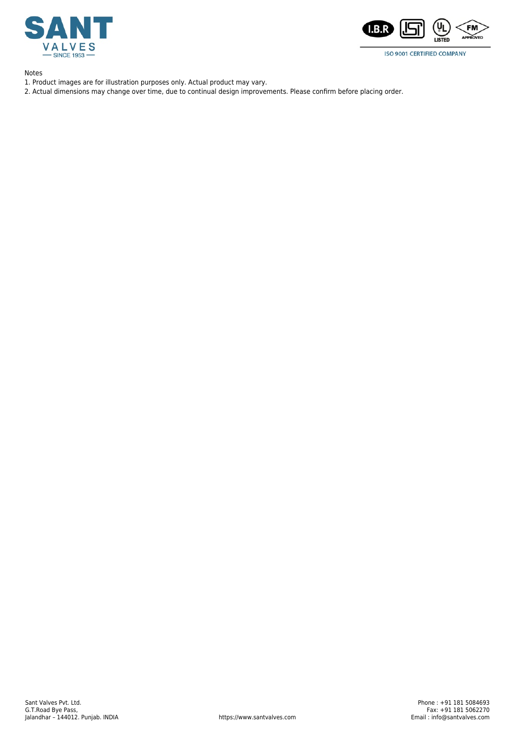Notes

1. Product images are for illustration purposes only. Actual product may vary.
2. Actual dimensions may change over time, due to continual design improvements. Please confirm before placing order.